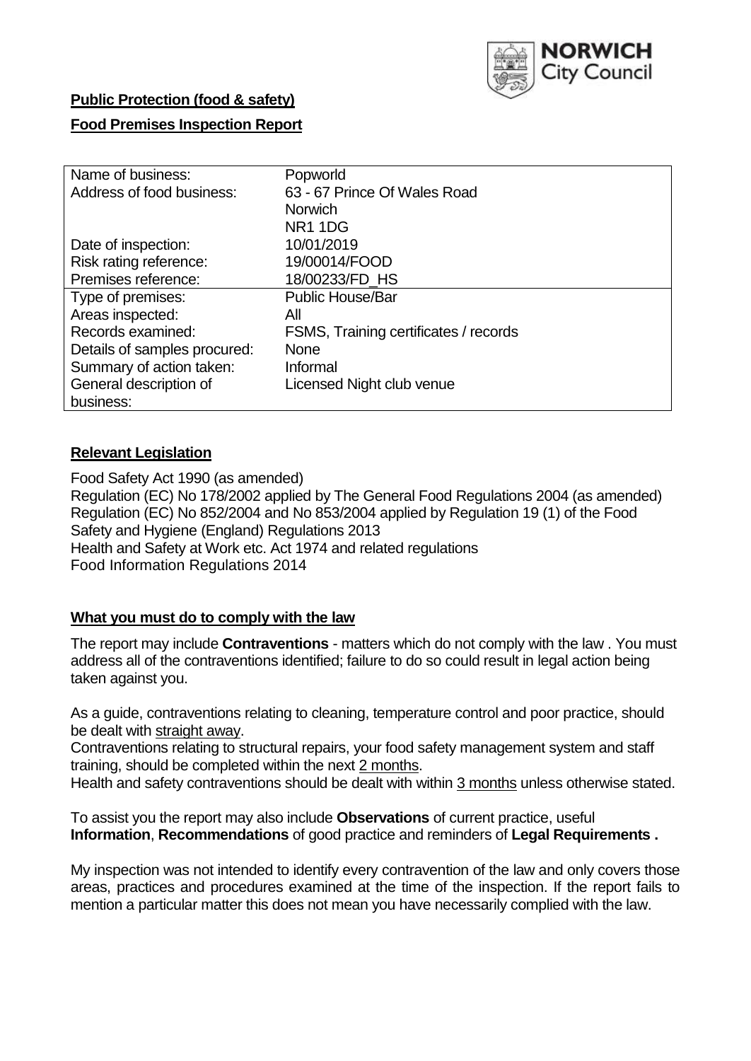**Public Protection (food & safety)**

**Food Premises Inspection Report**

| Name of business: | Popworld |
|---|---|
| Address of food business: | 63 - 67 Prince Of Wales Road<br>Norwich<br>NR1 1DG |
| Date of inspection: | 10/01/2019 |
| Risk rating reference: | 19/00014/FOOD |
| Premises reference: | 18/00233/FD_HS |
| Type of premises: | Public House/Bar |
| Areas inspected: | All |
| Records examined: | FSMS, Training certificates / records |
| Details of samples procured: | None |
| Summary of action taken: | Informal |
| General description of business: | Licensed Night club venue |

## **Relevant Legislation**

Food Safety Act 1990 (as amended)
Regulation (EC) No 178/2002 applied by The General Food Regulations 2004 (as amended)
Regulation (EC) No 852/2004 and No 853/2004 applied by Regulation 19 (1) of the Food Safety and Hygiene (England) Regulations 2013
Health and Safety at Work etc. Act 1974 and related regulations
Food Information Regulations 2014

## **What you must do to comply with the law**

The report may include **Contraventions** - matters which do not comply with the law . You must address all of the contraventions identified; failure to do so could result in legal action being taken against you.

As a guide, contraventions relating to cleaning, temperature control and poor practice, should be dealt with straight away.
Contraventions relating to structural repairs, your food safety management system and staff training, should be completed within the next 2 months.
Health and safety contraventions should be dealt with within 3 months unless otherwise stated.

To assist you the report may also include **Observations** of current practice, useful **Information**, **Recommendations** of good practice and reminders of **Legal Requirements .**

My inspection was not intended to identify every contravention of the law and only covers those areas, practices and procedures examined at the time of the inspection. If the report fails to mention a particular matter this does not mean you have necessarily complied with the law.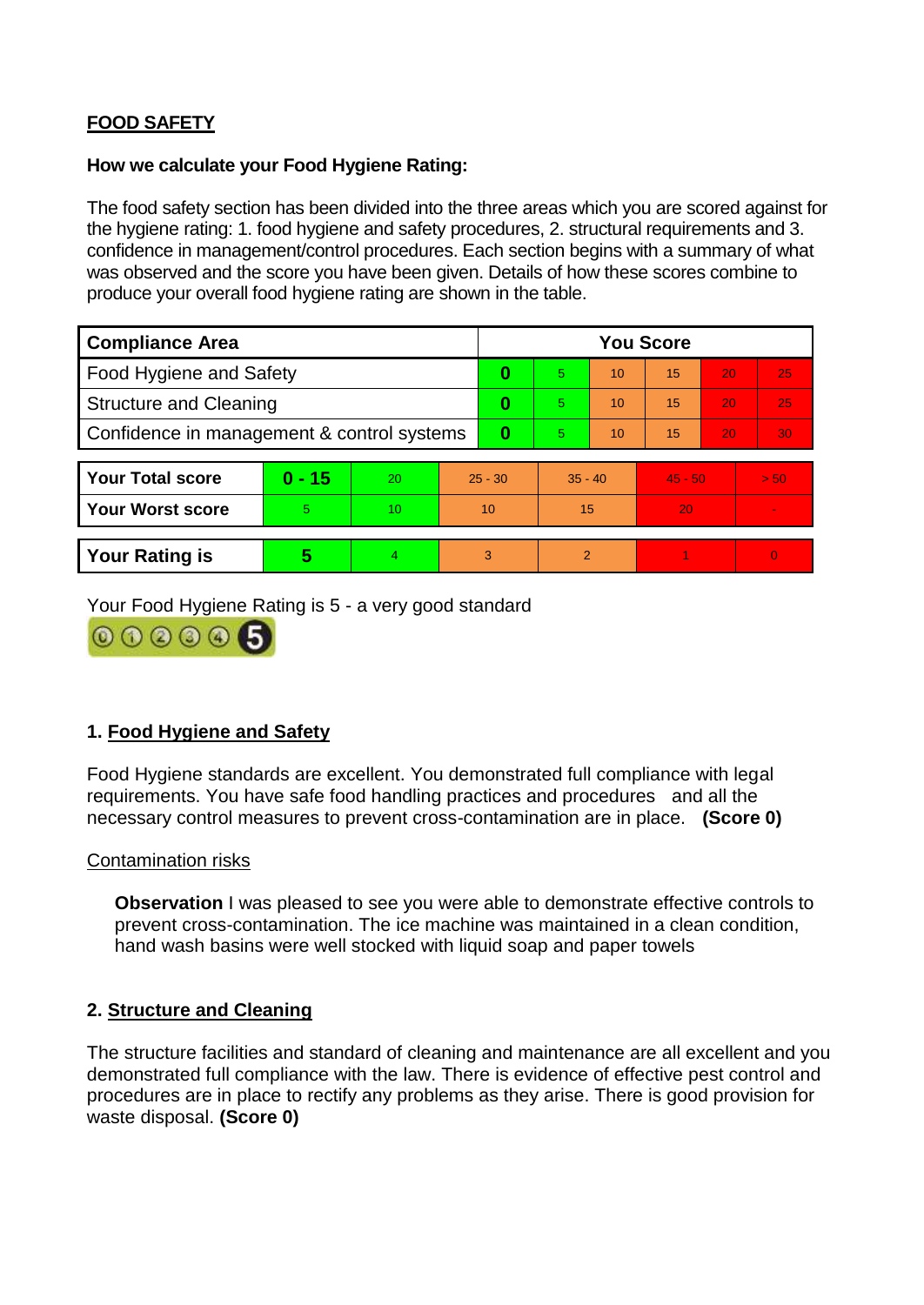**FOOD SAFETY**

**How we calculate your Food Hygiene Rating:**

The food safety section has been divided into the three areas which you are scored against for the hygiene rating: 1. food hygiene and safety procedures, 2. structural requirements and 3. confidence in management/control procedures. Each section begins with a summary of what was observed and the score you have been given. Details of how these scores combine to produce your overall food hygiene rating are shown in the table.

| Compliance Area | You Score | | | | | |
|---|---|---|---|---|---|---|
| Food Hygiene and Safety | **0** | 5 | 10 | 15 | 20 | 25 |
| Structure and Cleaning | **0** | 5 | 10 | 15 | 20 | 25 |
| Confidence in management & control systems | **0** | 5 | 10 | 15 | 20 | 30 |

| | | | | | | |
|---|---|---|---|---|---|---|
| **Your Total score** | **0 - 15** | 20 | 25 - 30 | 35 - 40 | 45 - 50 | > 50 |
| **Your Worst score** | 5 | 10 | 10 | 15 | 20 | - |

| | | | | | | |
|---|---|---|---|---|---|---|
| **Your Rating is** | **5** | 4 | 3 | 2 | 1 | 0 |

Your Food Hygiene Rating is 5 - a very good standard

## 1. Food Hygiene and Safety

Food Hygiene standards are excellent. You demonstrated full compliance with legal requirements. You have safe food handling practices and procedures and all the necessary control measures to prevent cross-contamination are in place. **(Score 0)**

Contamination risks

**Observation** I was pleased to see you were able to demonstrate effective controls to prevent cross-contamination. The ice machine was maintained in a clean condition, hand wash basins were well stocked with liquid soap and paper towels

## 2. Structure and Cleaning

The structure facilities and standard of cleaning and maintenance are all excellent and you demonstrated full compliance with the law. There is evidence of effective pest control and procedures are in place to rectify any problems as they arise. There is good provision for waste disposal. **(Score 0)**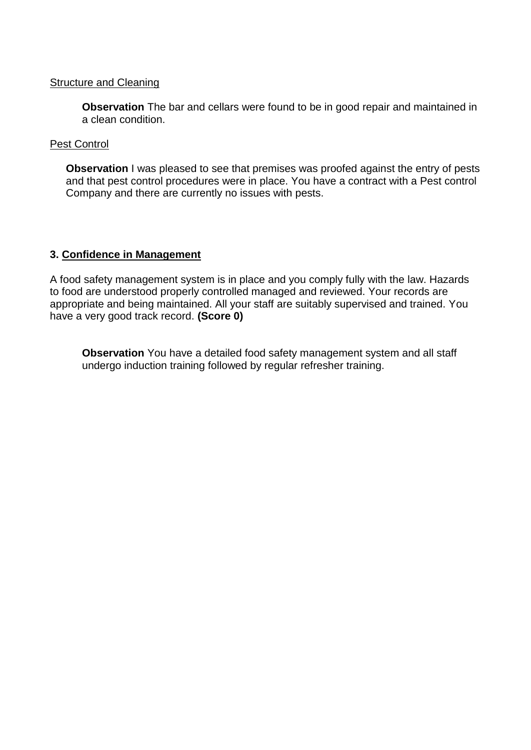Structure and Cleaning

**Observation** The bar and cellars were found to be in good repair and maintained in a clean condition.

Pest Control

**Observation** I was pleased to see that premises was proofed against the entry of pests and that pest control procedures were in place. You have a contract with a Pest control Company and there are currently no issues with pests.

### 3. Confidence in Management

A food safety management system is in place and you comply fully with the law. Hazards to food are understood properly controlled managed and reviewed. Your records are appropriate and being maintained. All your staff are suitably supervised and trained. You have a very good track record. **(Score 0)**

**Observation** You have a detailed food safety management system and all staff undergo induction training followed by regular refresher training.